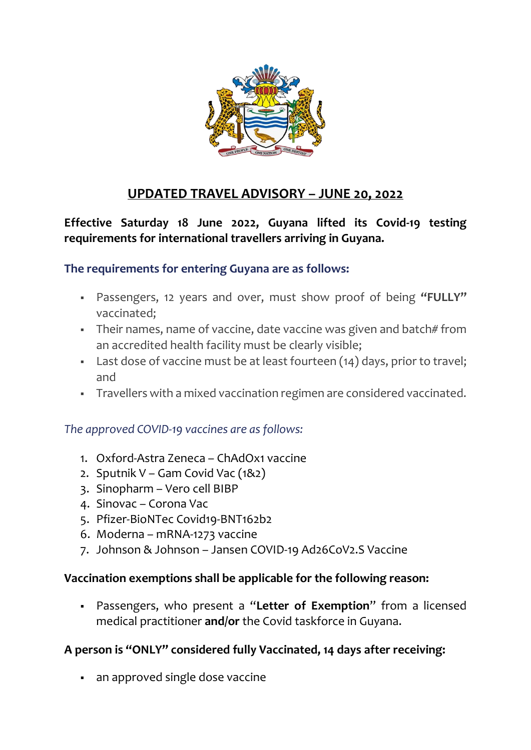# UPDATED TRAVEL ADVISORY – JUNE 20, 2022

**Effective Saturday 18 June 2022, Guyana lifted its Covid-19 testing requirements for international travellers arriving in Guyana.**

## The requirements for entering Guyana are as follows:

- Passengers, 12 years and over, must show proof of being **"FULLY"** vaccinated;
- Their names, name of vaccine, date vaccine was given and batch# from an accredited health facility must be clearly visible;
- Last dose of vaccine must be at least fourteen (14) days, prior to travel; and
- Travellers with a mixed vaccination regimen are considered vaccinated.

*The approved COVID-19 vaccines are as follows:*

1. Oxford-Astra Zeneca – ChAdOx1 vaccine
2. Sputnik V – Gam Covid Vac (1&2)
3. Sinopharm – Vero cell BIBP
4. Sinovac – Corona Vac
5. Pfizer-BioNTec Covid19-BNT162b2
6. Moderna – mRNA-1273 vaccine
7. Johnson & Johnson – Jansen COVID-19 Ad26CoV2.S Vaccine

**Vaccination exemptions shall be applicable for the following reason:**

- Passengers, who present a "**Letter of Exemption**" from a licensed medical practitioner **and/or** the Covid taskforce in Guyana.

**A person is "ONLY" considered fully Vaccinated, 14 days after receiving:**

- an approved single dose vaccine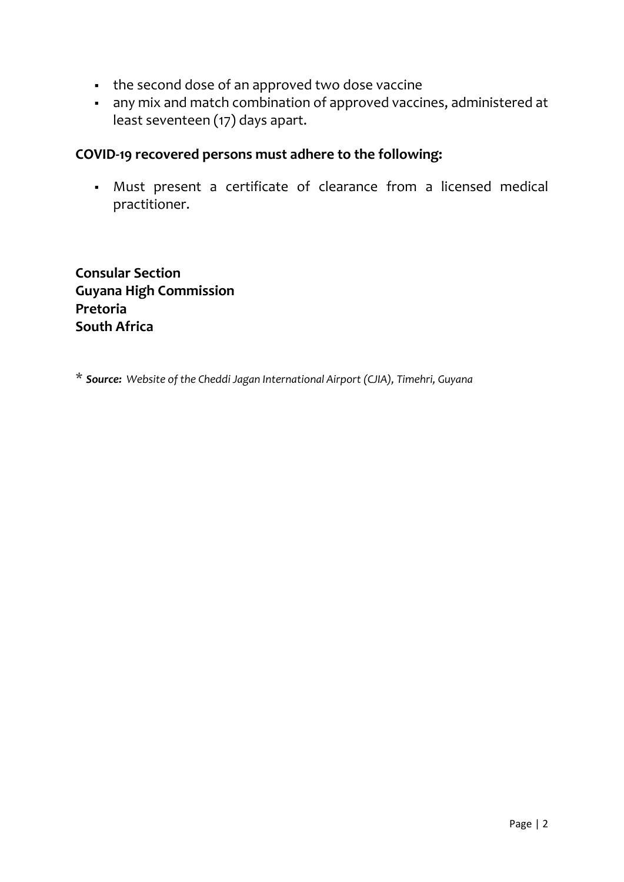- the second dose of an approved two dose vaccine
- any mix and match combination of approved vaccines, administered at least seventeen (17) days apart.

**COVID-19 recovered persons must adhere to the following:**

- Must present a certificate of clearance from a licensed medical practitioner.

**Consular Section**
**Guyana High Commission**
**Pretoria**
**South Africa**

\* ***Source:*** *Website of the Cheddi Jagan International Airport (CJIA), Timehri, Guyana*